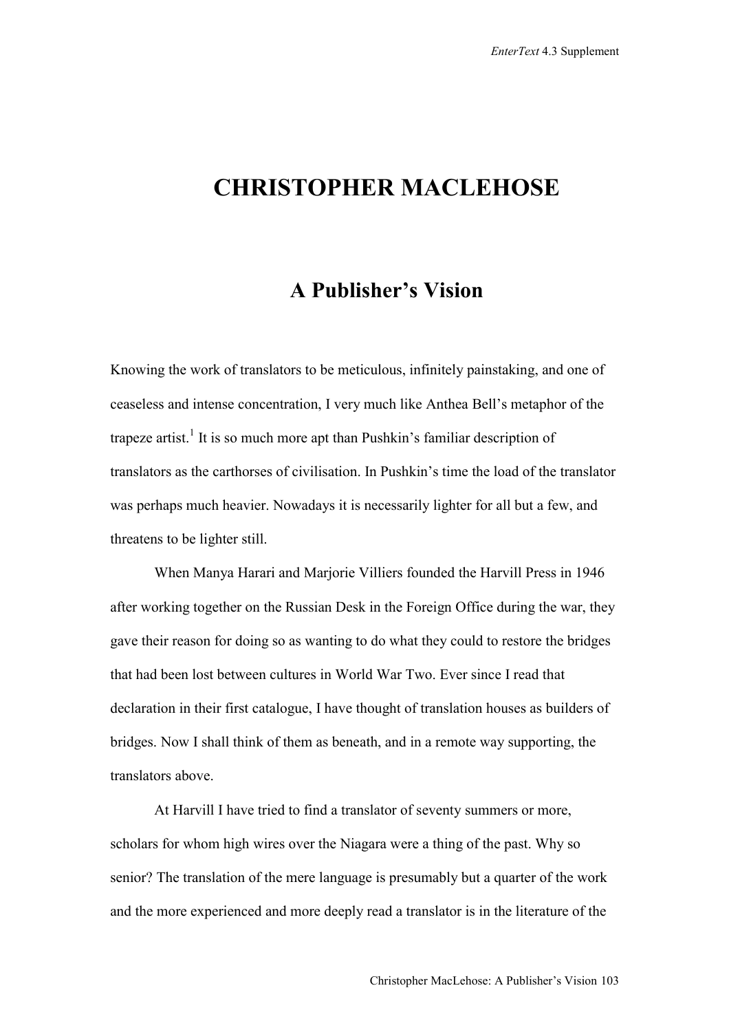# CHRISTOPHER MACLEHOSE

## A Publisher's Vision

Knowing the work of translators to be meticulous, infinitely painstaking, and one of ceaseless and intense concentration, I very much like Anthea Bell's metaphor of the trapeze artist.[1] It is so much more apt than Pushkin's familiar description of translators as the carthorses of civilisation. In Pushkin's time the load of the translator was perhaps much heavier. Nowadays it is necessarily lighter for all but a few, and threatens to be lighter still.

When Manya Harari and Marjorie Villiers founded the Harvill Press in 1946 after working together on the Russian Desk in the Foreign Office during the war, they gave their reason for doing so as wanting to do what they could to restore the bridges that had been lost between cultures in World War Two. Ever since I read that declaration in their first catalogue, I have thought of translation houses as builders of bridges. Now I shall think of them as beneath, and in a remote way supporting, the translators above.

At Harvill I have tried to find a translator of seventy summers or more, scholars for whom high wires over the Niagara were a thing of the past. Why so senior? The translation of the mere language is presumably but a quarter of the work and the more experienced and more deeply read a translator is in the literature of the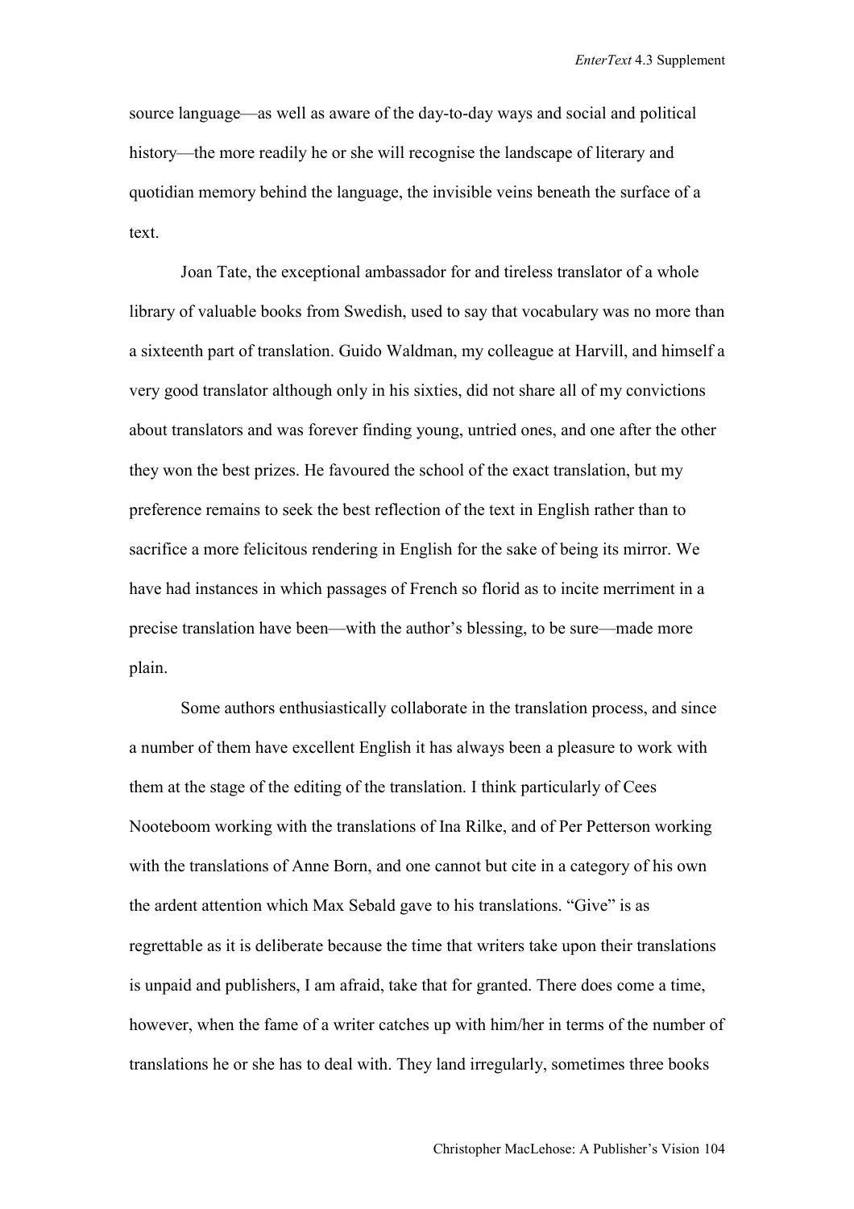source language—as well as aware of the day-to-day ways and social and political history—the more readily he or she will recognise the landscape of literary and quotidian memory behind the language, the invisible veins beneath the surface of a text.

Joan Tate, the exceptional ambassador for and tireless translator of a whole library of valuable books from Swedish, used to say that vocabulary was no more than a sixteenth part of translation. Guido Waldman, my colleague at Harvill, and himself a very good translator although only in his sixties, did not share all of my convictions about translators and was forever finding young, untried ones, and one after the other they won the best prizes. He favoured the school of the exact translation, but my preference remains to seek the best reflection of the text in English rather than to sacrifice a more felicitous rendering in English for the sake of being its mirror. We have had instances in which passages of French so florid as to incite merriment in a precise translation have been—with the author's blessing, to be sure—made more plain.

Some authors enthusiastically collaborate in the translation process, and since a number of them have excellent English it has always been a pleasure to work with them at the stage of the editing of the translation. I think particularly of Cees Nooteboom working with the translations of Ina Rilke, and of Per Petterson working with the translations of Anne Born, and one cannot but cite in a category of his own the ardent attention which Max Sebald gave to his translations. "Give" is as regrettable as it is deliberate because the time that writers take upon their translations is unpaid and publishers, I am afraid, take that for granted. There does come a time, however, when the fame of a writer catches up with him/her in terms of the number of translations he or she has to deal with. They land irregularly, sometimes three books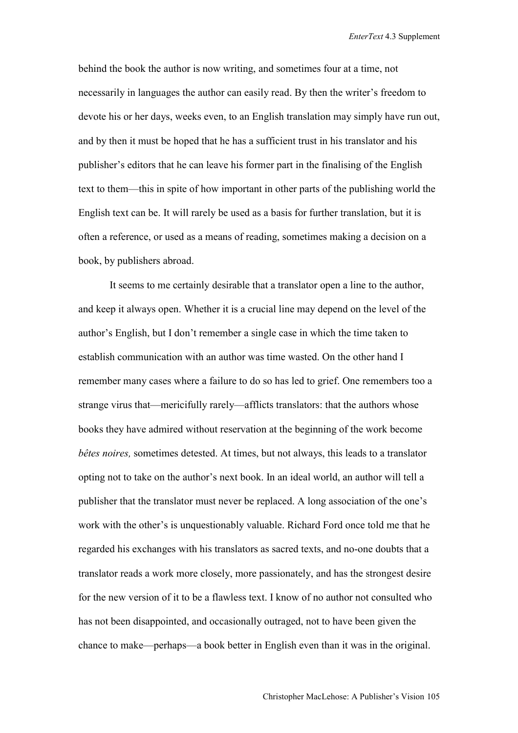behind the book the author is now writing, and sometimes four at a time, not necessarily in languages the author can easily read. By then the writer's freedom to devote his or her days, weeks even, to an English translation may simply have run out, and by then it must be hoped that he has a sufficient trust in his translator and his publisher's editors that he can leave his former part in the finalising of the English text to them—this in spite of how important in other parts of the publishing world the English text can be. It will rarely be used as a basis for further translation, but it is often a reference, or used as a means of reading, sometimes making a decision on a book, by publishers abroad.

It seems to me certainly desirable that a translator open a line to the author, and keep it always open. Whether it is a crucial line may depend on the level of the author's English, but I don't remember a single case in which the time taken to establish communication with an author was time wasted. On the other hand I remember many cases where a failure to do so has led to grief. One remembers too a strange virus that—mericifully rarely—afflicts translators: that the authors whose books they have admired without reservation at the beginning of the work become *bêtes noires,* sometimes detested. At times, but not always, this leads to a translator opting not to take on the author's next book. In an ideal world, an author will tell a publisher that the translator must never be replaced. A long association of the one's work with the other's is unquestionably valuable. Richard Ford once told me that he regarded his exchanges with his translators as sacred texts, and no-one doubts that a translator reads a work more closely, more passionately, and has the strongest desire for the new version of it to be a flawless text. I know of no author not consulted who has not been disappointed, and occasionally outraged, not to have been given the chance to make—perhaps—a book better in English even than it was in the original.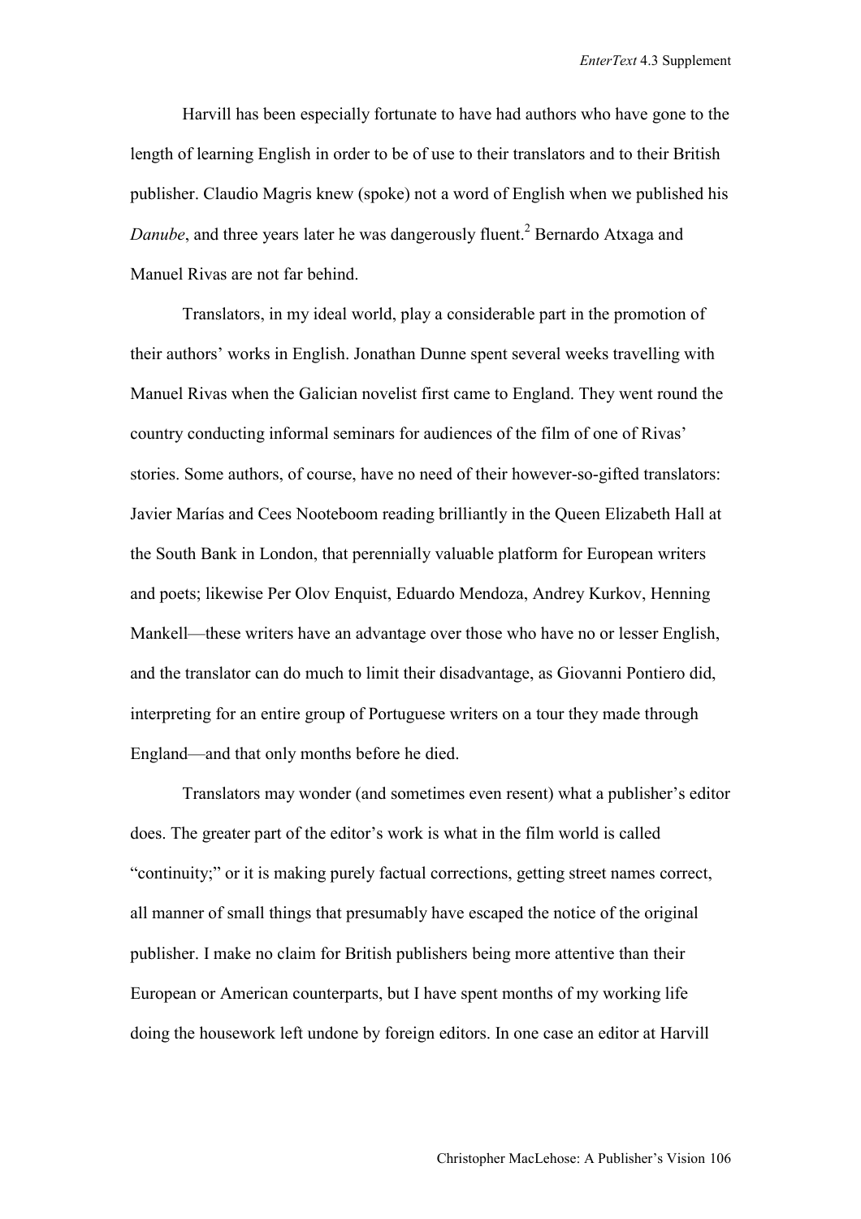Harvill has been especially fortunate to have had authors who have gone to the length of learning English in order to be of use to their translators and to their British publisher. Claudio Magris knew (spoke) not a word of English when we published his *Danube*, and three years later he was dangerously fluent.[2] Bernardo Atxaga and Manuel Rivas are not far behind.

Translators, in my ideal world, play a considerable part in the promotion of their authors' works in English. Jonathan Dunne spent several weeks travelling with Manuel Rivas when the Galician novelist first came to England. They went round the country conducting informal seminars for audiences of the film of one of Rivas' stories. Some authors, of course, have no need of their however-so-gifted translators: Javier Marías and Cees Nooteboom reading brilliantly in the Queen Elizabeth Hall at the South Bank in London, that perennially valuable platform for European writers and poets; likewise Per Olov Enquist, Eduardo Mendoza, Andrey Kurkov, Henning Mankell—these writers have an advantage over those who have no or lesser English, and the translator can do much to limit their disadvantage, as Giovanni Pontiero did, interpreting for an entire group of Portuguese writers on a tour they made through England—and that only months before he died.

Translators may wonder (and sometimes even resent) what a publisher's editor does. The greater part of the editor's work is what in the film world is called "continuity;" or it is making purely factual corrections, getting street names correct, all manner of small things that presumably have escaped the notice of the original publisher. I make no claim for British publishers being more attentive than their European or American counterparts, but I have spent months of my working life doing the housework left undone by foreign editors. In one case an editor at Harvill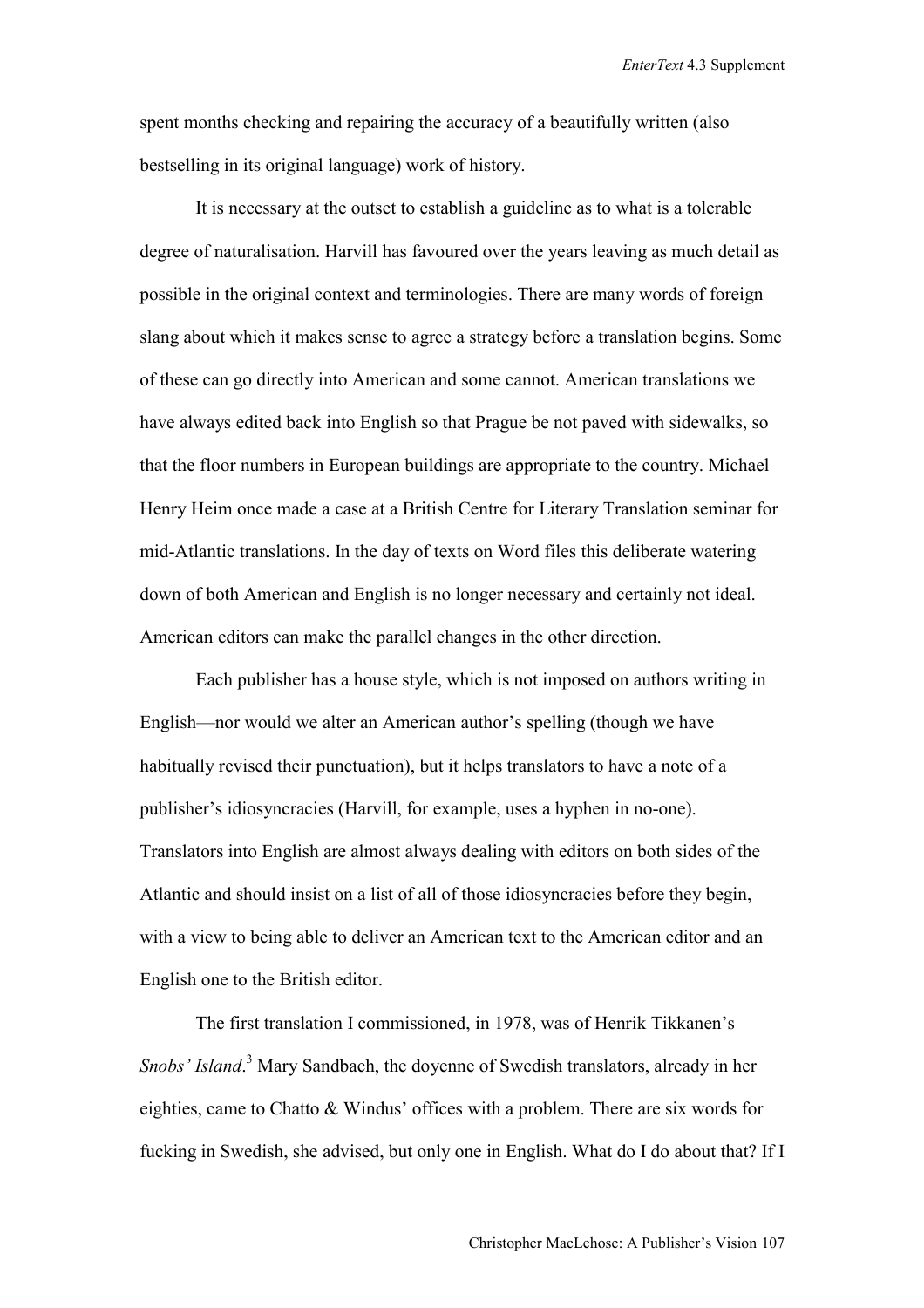spent months checking and repairing the accuracy of a beautifully written (also bestselling in its original language) work of history.

It is necessary at the outset to establish a guideline as to what is a tolerable degree of naturalisation. Harvill has favoured over the years leaving as much detail as possible in the original context and terminologies. There are many words of foreign slang about which it makes sense to agree a strategy before a translation begins. Some of these can go directly into American and some cannot. American translations we have always edited back into English so that Prague be not paved with sidewalks, so that the floor numbers in European buildings are appropriate to the country. Michael Henry Heim once made a case at a British Centre for Literary Translation seminar for mid-Atlantic translations. In the day of texts on Word files this deliberate watering down of both American and English is no longer necessary and certainly not ideal. American editors can make the parallel changes in the other direction.

Each publisher has a house style, which is not imposed on authors writing in English—nor would we alter an American author's spelling (though we have habitually revised their punctuation), but it helps translators to have a note of a publisher's idiosyncracies (Harvill, for example, uses a hyphen in no-one). Translators into English are almost always dealing with editors on both sides of the Atlantic and should insist on a list of all of those idiosyncracies before they begin, with a view to being able to deliver an American text to the American editor and an English one to the British editor.

The first translation I commissioned, in 1978, was of Henrik Tikkanen's *Snobs' Island*.[3] Mary Sandbach, the doyenne of Swedish translators, already in her eighties, came to Chatto & Windus' offices with a problem. There are six words for fucking in Swedish, she advised, but only one in English. What do I do about that? If I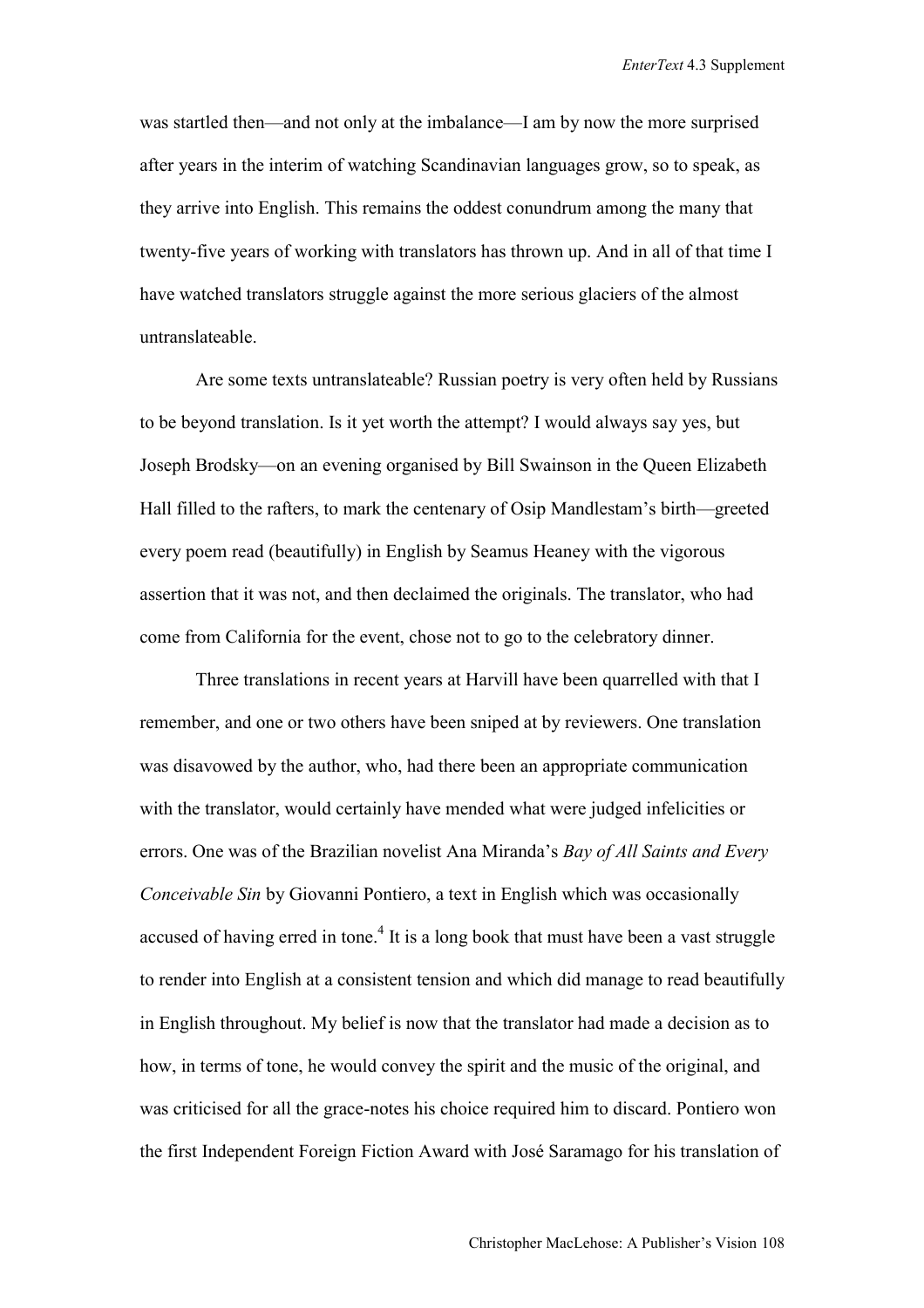was startled then—and not only at the imbalance—I am by now the more surprised after years in the interim of watching Scandinavian languages grow, so to speak, as they arrive into English. This remains the oddest conundrum among the many that twenty-five years of working with translators has thrown up. And in all of that time I have watched translators struggle against the more serious glaciers of the almost untranslateable.

Are some texts untranslateable? Russian poetry is very often held by Russians to be beyond translation. Is it yet worth the attempt? I would always say yes, but Joseph Brodsky—on an evening organised by Bill Swainson in the Queen Elizabeth Hall filled to the rafters, to mark the centenary of Osip Mandlestam's birth—greeted every poem read (beautifully) in English by Seamus Heaney with the vigorous assertion that it was not, and then declaimed the originals. The translator, who had come from California for the event, chose not to go to the celebratory dinner.

Three translations in recent years at Harvill have been quarrelled with that I remember, and one or two others have been sniped at by reviewers. One translation was disavowed by the author, who, had there been an appropriate communication with the translator, would certainly have mended what were judged infelicities or errors. One was of the Brazilian novelist Ana Miranda's *Bay of All Saints and Every Conceivable Sin* by Giovanni Pontiero, a text in English which was occasionally accused of having erred in tone.[4] It is a long book that must have been a vast struggle to render into English at a consistent tension and which did manage to read beautifully in English throughout. My belief is now that the translator had made a decision as to how, in terms of tone, he would convey the spirit and the music of the original, and was criticised for all the grace-notes his choice required him to discard. Pontiero won the first Independent Foreign Fiction Award with José Saramago for his translation of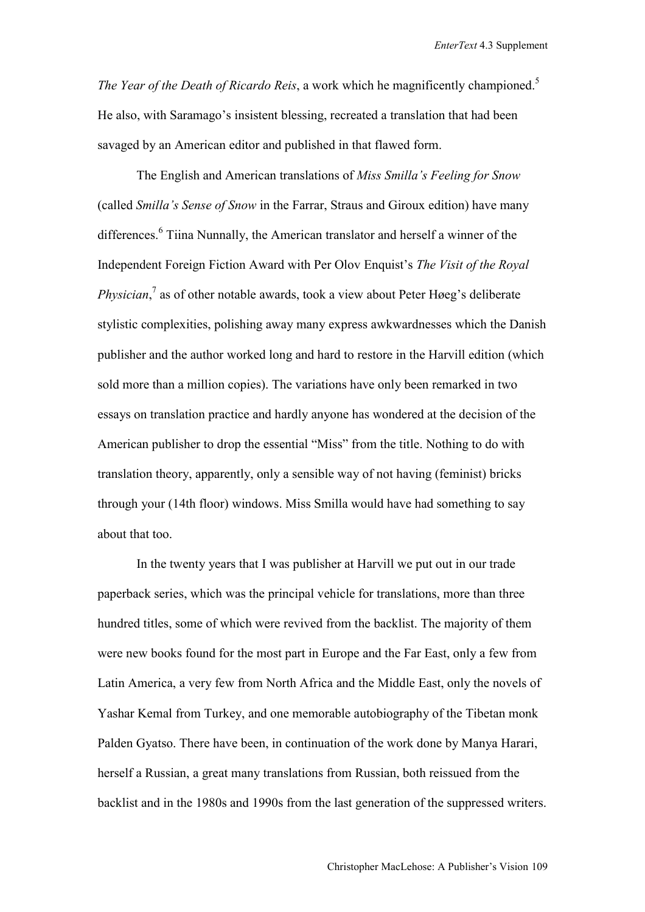*The Year of the Death of Ricardo Reis*, a work which he magnificently championed.[5] He also, with Saramago's insistent blessing, recreated a translation that had been savaged by an American editor and published in that flawed form.

The English and American translations of *Miss Smilla's Feeling for Snow* (called *Smilla's Sense of Snow* in the Farrar, Straus and Giroux edition) have many differences.[6] Tiina Nunnally, the American translator and herself a winner of the Independent Foreign Fiction Award with Per Olov Enquist's *The Visit of the Royal Physician*,[7] as of other notable awards, took a view about Peter Høeg's deliberate stylistic complexities, polishing away many express awkwardnesses which the Danish publisher and the author worked long and hard to restore in the Harvill edition (which sold more than a million copies). The variations have only been remarked in two essays on translation practice and hardly anyone has wondered at the decision of the American publisher to drop the essential "Miss" from the title. Nothing to do with translation theory, apparently, only a sensible way of not having (feminist) bricks through your (14th floor) windows. Miss Smilla would have had something to say about that too.

In the twenty years that I was publisher at Harvill we put out in our trade paperback series, which was the principal vehicle for translations, more than three hundred titles, some of which were revived from the backlist. The majority of them were new books found for the most part in Europe and the Far East, only a few from Latin America, a very few from North Africa and the Middle East, only the novels of Yashar Kemal from Turkey, and one memorable autobiography of the Tibetan monk Palden Gyatso. There have been, in continuation of the work done by Manya Harari, herself a Russian, a great many translations from Russian, both reissued from the backlist and in the 1980s and 1990s from the last generation of the suppressed writers.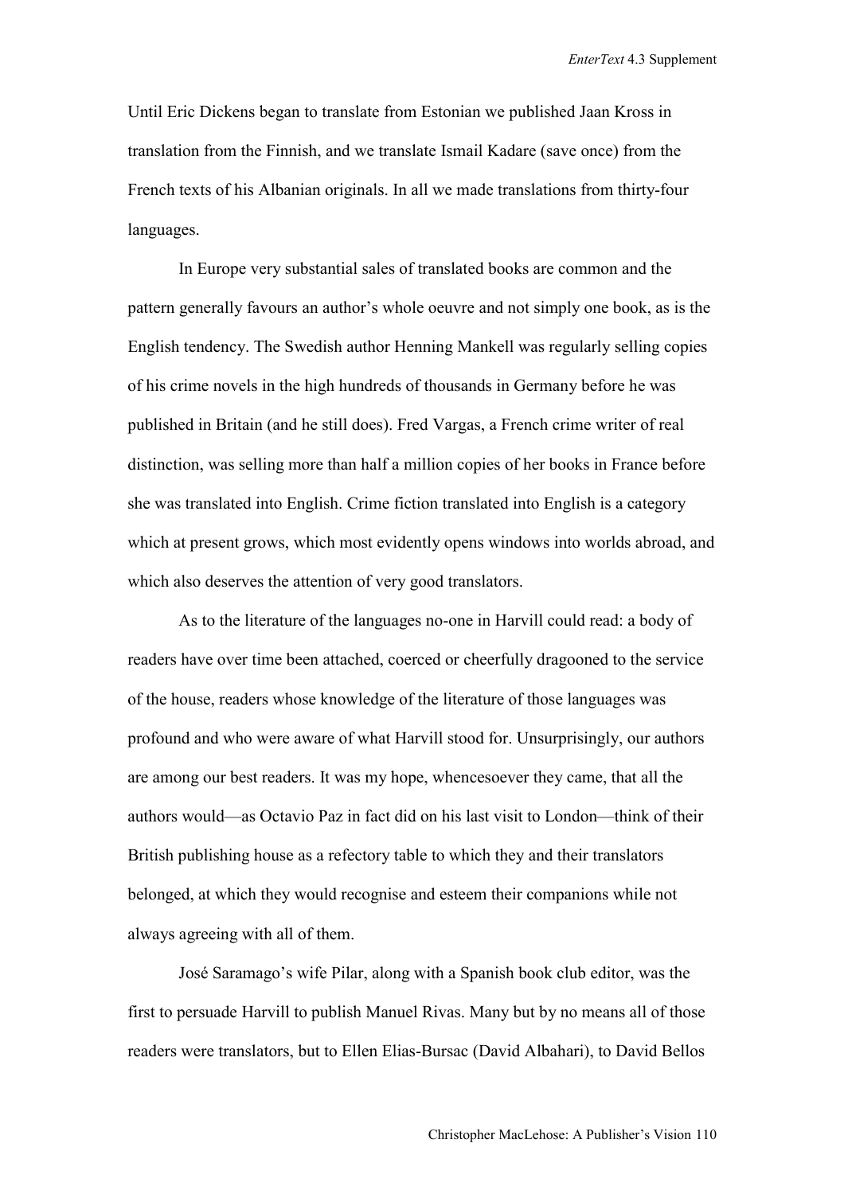Until Eric Dickens began to translate from Estonian we published Jaan Kross in translation from the Finnish, and we translate Ismail Kadare (save once) from the French texts of his Albanian originals. In all we made translations from thirty-four languages.

In Europe very substantial sales of translated books are common and the pattern generally favours an author's whole oeuvre and not simply one book, as is the English tendency. The Swedish author Henning Mankell was regularly selling copies of his crime novels in the high hundreds of thousands in Germany before he was published in Britain (and he still does). Fred Vargas, a French crime writer of real distinction, was selling more than half a million copies of her books in France before she was translated into English. Crime fiction translated into English is a category which at present grows, which most evidently opens windows into worlds abroad, and which also deserves the attention of very good translators.

As to the literature of the languages no-one in Harvill could read: a body of readers have over time been attached, coerced or cheerfully dragooned to the service of the house, readers whose knowledge of the literature of those languages was profound and who were aware of what Harvill stood for. Unsurprisingly, our authors are among our best readers. It was my hope, whencesoever they came, that all the authors would—as Octavio Paz in fact did on his last visit to London—think of their British publishing house as a refectory table to which they and their translators belonged, at which they would recognise and esteem their companions while not always agreeing with all of them.

José Saramago's wife Pilar, along with a Spanish book club editor, was the first to persuade Harvill to publish Manuel Rivas. Many but by no means all of those readers were translators, but to Ellen Elias-Bursac (David Albahari), to David Bellos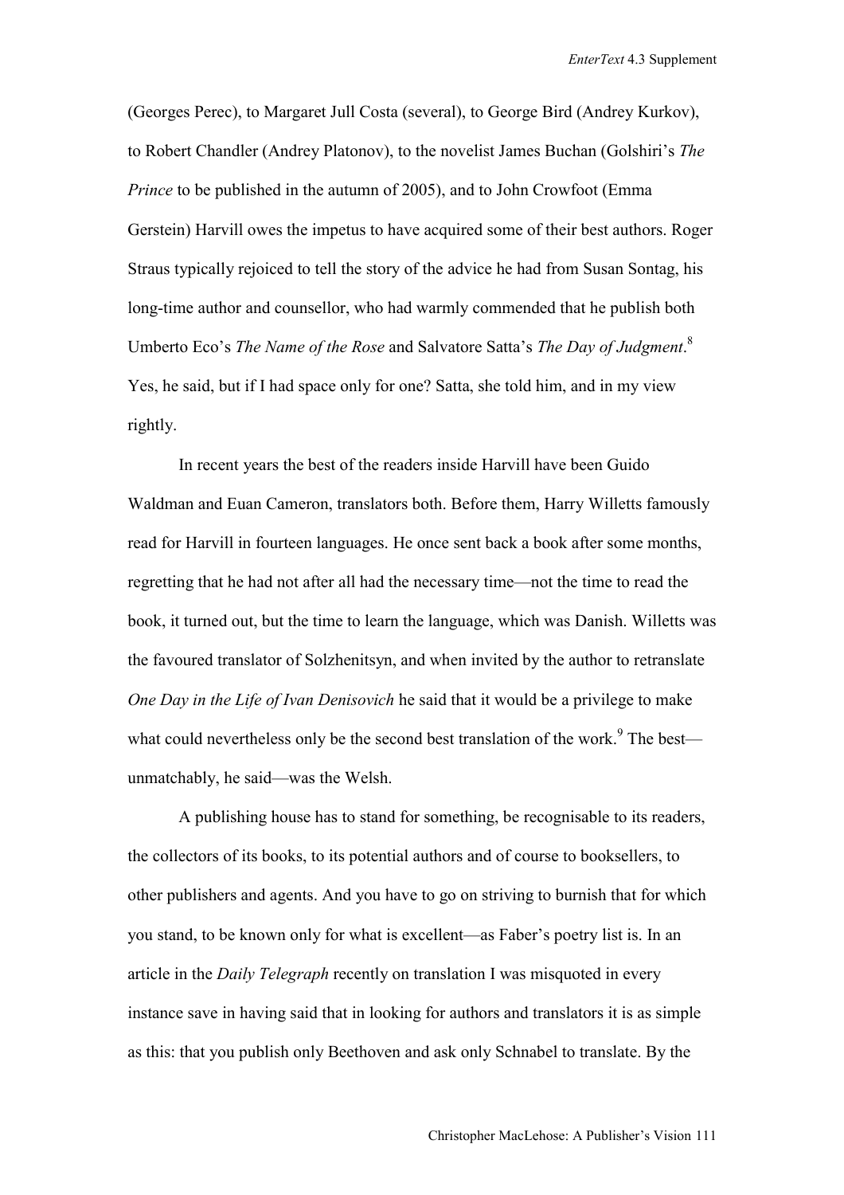(Georges Perec), to Margaret Jull Costa (several), to George Bird (Andrey Kurkov), to Robert Chandler (Andrey Platonov), to the novelist James Buchan (Golshiri's *The Prince* to be published in the autumn of 2005), and to John Crowfoot (Emma Gerstein) Harvill owes the impetus to have acquired some of their best authors. Roger Straus typically rejoiced to tell the story of the advice he had from Susan Sontag, his long-time author and counsellor, who had warmly commended that he publish both Umberto Eco's *The Name of the Rose* and Salvatore Satta's *The Day of Judgment*.[8] Yes, he said, but if I had space only for one? Satta, she told him, and in my view rightly.

In recent years the best of the readers inside Harvill have been Guido Waldman and Euan Cameron, translators both. Before them, Harry Willetts famously read for Harvill in fourteen languages. He once sent back a book after some months, regretting that he had not after all had the necessary time—not the time to read the book, it turned out, but the time to learn the language, which was Danish. Willetts was the favoured translator of Solzhenitsyn, and when invited by the author to retranslate *One Day in the Life of Ivan Denisovich* he said that it would be a privilege to make what could nevertheless only be the second best translation of the work.[9] The best—unmatchably, he said—was the Welsh.

A publishing house has to stand for something, be recognisable to its readers, the collectors of its books, to its potential authors and of course to booksellers, to other publishers and agents. And you have to go on striving to burnish that for which you stand, to be known only for what is excellent—as Faber's poetry list is. In an article in the *Daily Telegraph* recently on translation I was misquoted in every instance save in having said that in looking for authors and translators it is as simple as this: that you publish only Beethoven and ask only Schnabel to translate. By the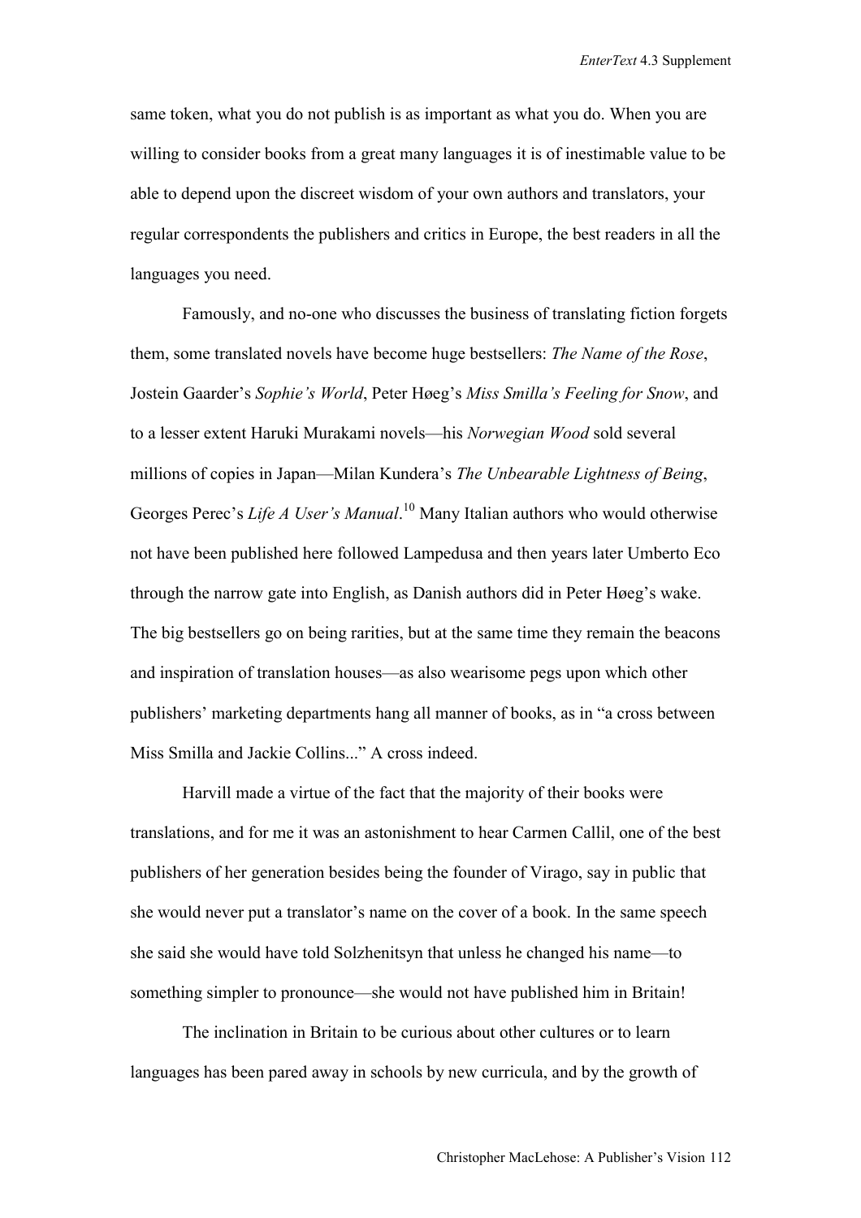same token, what you do not publish is as important as what you do. When you are willing to consider books from a great many languages it is of inestimable value to be able to depend upon the discreet wisdom of your own authors and translators, your regular correspondents the publishers and critics in Europe, the best readers in all the languages you need.

Famously, and no-one who discusses the business of translating fiction forgets them, some translated novels have become huge bestsellers: *The Name of the Rose*, Jostein Gaarder's *Sophie's World*, Peter Høeg's *Miss Smilla's Feeling for Snow*, and to a lesser extent Haruki Murakami novels—his *Norwegian Wood* sold several millions of copies in Japan—Milan Kundera's *The Unbearable Lightness of Being*, Georges Perec's *Life A User's Manual*.[10] Many Italian authors who would otherwise not have been published here followed Lampedusa and then years later Umberto Eco through the narrow gate into English, as Danish authors did in Peter Høeg's wake. The big bestsellers go on being rarities, but at the same time they remain the beacons and inspiration of translation houses—as also wearisome pegs upon which other publishers' marketing departments hang all manner of books, as in "a cross between Miss Smilla and Jackie Collins..." A cross indeed.

Harvill made a virtue of the fact that the majority of their books were translations, and for me it was an astonishment to hear Carmen Callil, one of the best publishers of her generation besides being the founder of Virago, say in public that she would never put a translator's name on the cover of a book. In the same speech she said she would have told Solzhenitsyn that unless he changed his name—to something simpler to pronounce—she would not have published him in Britain!

The inclination in Britain to be curious about other cultures or to learn languages has been pared away in schools by new curricula, and by the growth of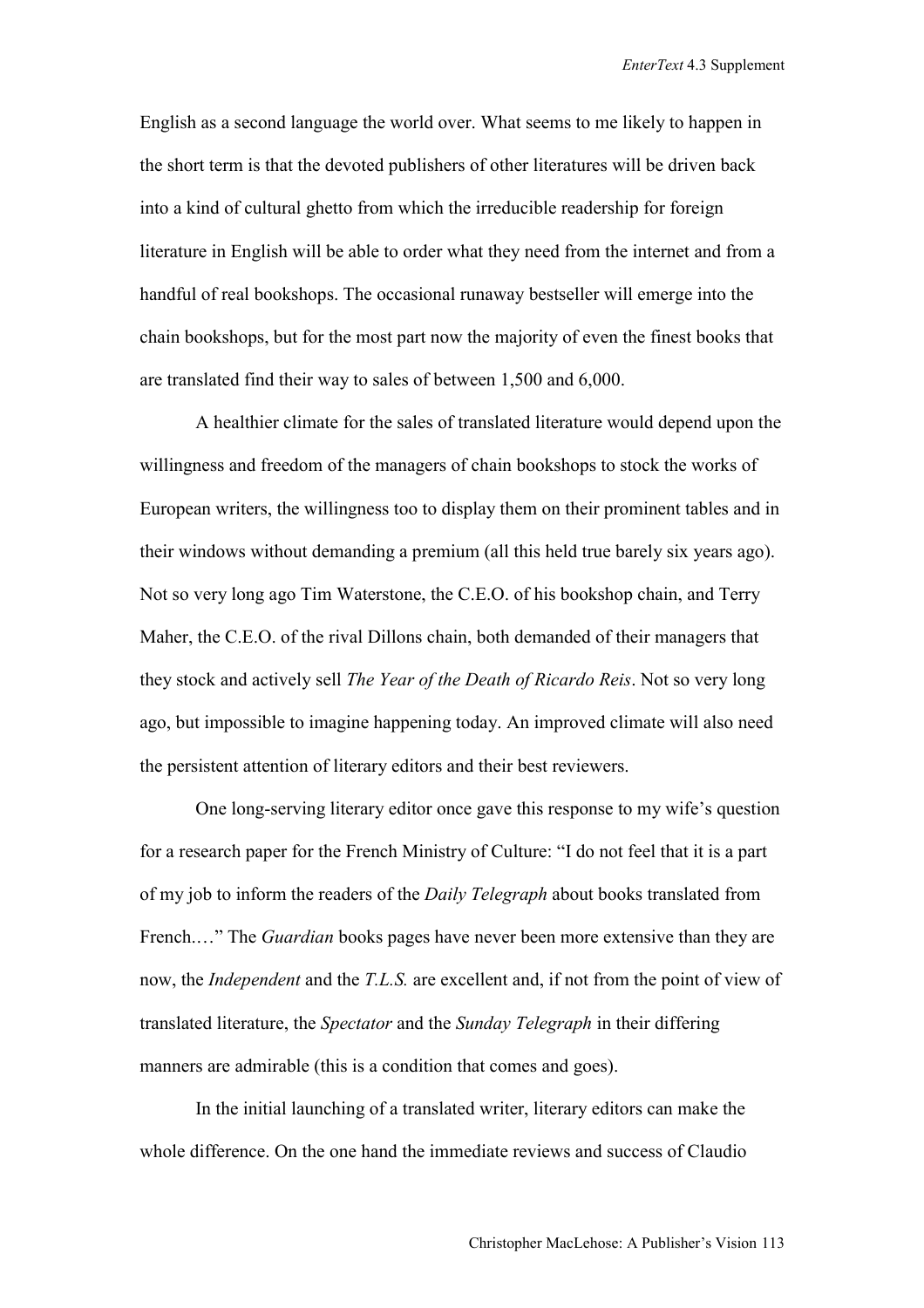English as a second language the world over. What seems to me likely to happen in the short term is that the devoted publishers of other literatures will be driven back into a kind of cultural ghetto from which the irreducible readership for foreign literature in English will be able to order what they need from the internet and from a handful of real bookshops. The occasional runaway bestseller will emerge into the chain bookshops, but for the most part now the majority of even the finest books that are translated find their way to sales of between 1,500 and 6,000.

A healthier climate for the sales of translated literature would depend upon the willingness and freedom of the managers of chain bookshops to stock the works of European writers, the willingness too to display them on their prominent tables and in their windows without demanding a premium (all this held true barely six years ago). Not so very long ago Tim Waterstone, the C.E.O. of his bookshop chain, and Terry Maher, the C.E.O. of the rival Dillons chain, both demanded of their managers that they stock and actively sell *The Year of the Death of Ricardo Reis*. Not so very long ago, but impossible to imagine happening today. An improved climate will also need the persistent attention of literary editors and their best reviewers.

One long-serving literary editor once gave this response to my wife's question for a research paper for the French Ministry of Culture: "I do not feel that it is a part of my job to inform the readers of the *Daily Telegraph* about books translated from French.…" The *Guardian* books pages have never been more extensive than they are now, the *Independent* and the *T.L.S.* are excellent and, if not from the point of view of translated literature, the *Spectator* and the *Sunday Telegraph* in their differing manners are admirable (this is a condition that comes and goes).

In the initial launching of a translated writer, literary editors can make the whole difference. On the one hand the immediate reviews and success of Claudio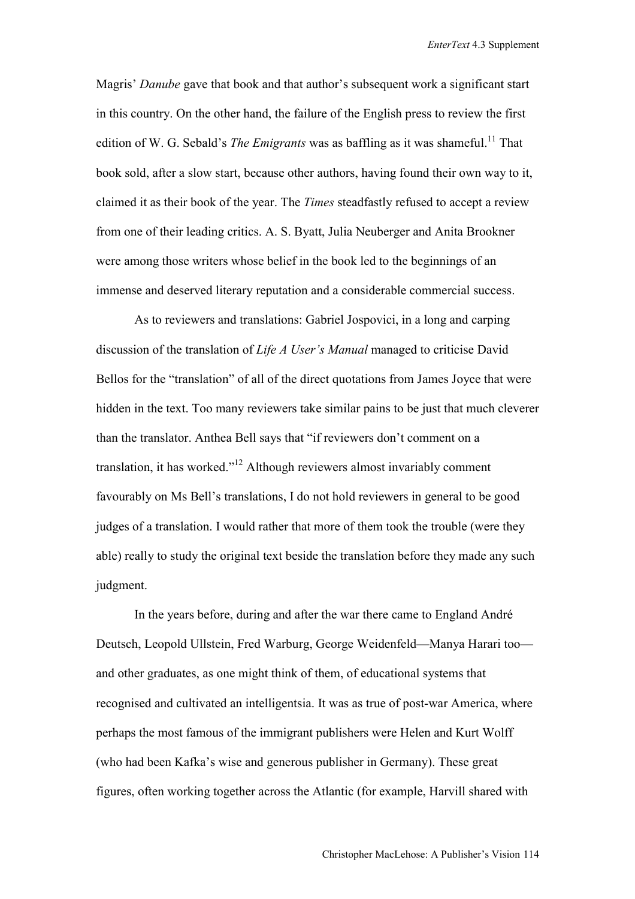Magris' *Danube* gave that book and that author's subsequent work a significant start in this country. On the other hand, the failure of the English press to review the first edition of W. G. Sebald's *The Emigrants* was as baffling as it was shameful.[11] That book sold, after a slow start, because other authors, having found their own way to it, claimed it as their book of the year. The *Times* steadfastly refused to accept a review from one of their leading critics. A. S. Byatt, Julia Neuberger and Anita Brookner were among those writers whose belief in the book led to the beginnings of an immense and deserved literary reputation and a considerable commercial success.

As to reviewers and translations: Gabriel Jospovici, in a long and carping discussion of the translation of *Life A User's Manual* managed to criticise David Bellos for the "translation" of all of the direct quotations from James Joyce that were hidden in the text. Too many reviewers take similar pains to be just that much cleverer than the translator. Anthea Bell says that "if reviewers don't comment on a translation, it has worked."[12] Although reviewers almost invariably comment favourably on Ms Bell's translations, I do not hold reviewers in general to be good judges of a translation. I would rather that more of them took the trouble (were they able) really to study the original text beside the translation before they made any such judgment.

In the years before, during and after the war there came to England André Deutsch, Leopold Ullstein, Fred Warburg, George Weidenfeld—Manya Harari too—and other graduates, as one might think of them, of educational systems that recognised and cultivated an intelligentsia. It was as true of post-war America, where perhaps the most famous of the immigrant publishers were Helen and Kurt Wolff (who had been Kafka's wise and generous publisher in Germany). These great figures, often working together across the Atlantic (for example, Harvill shared with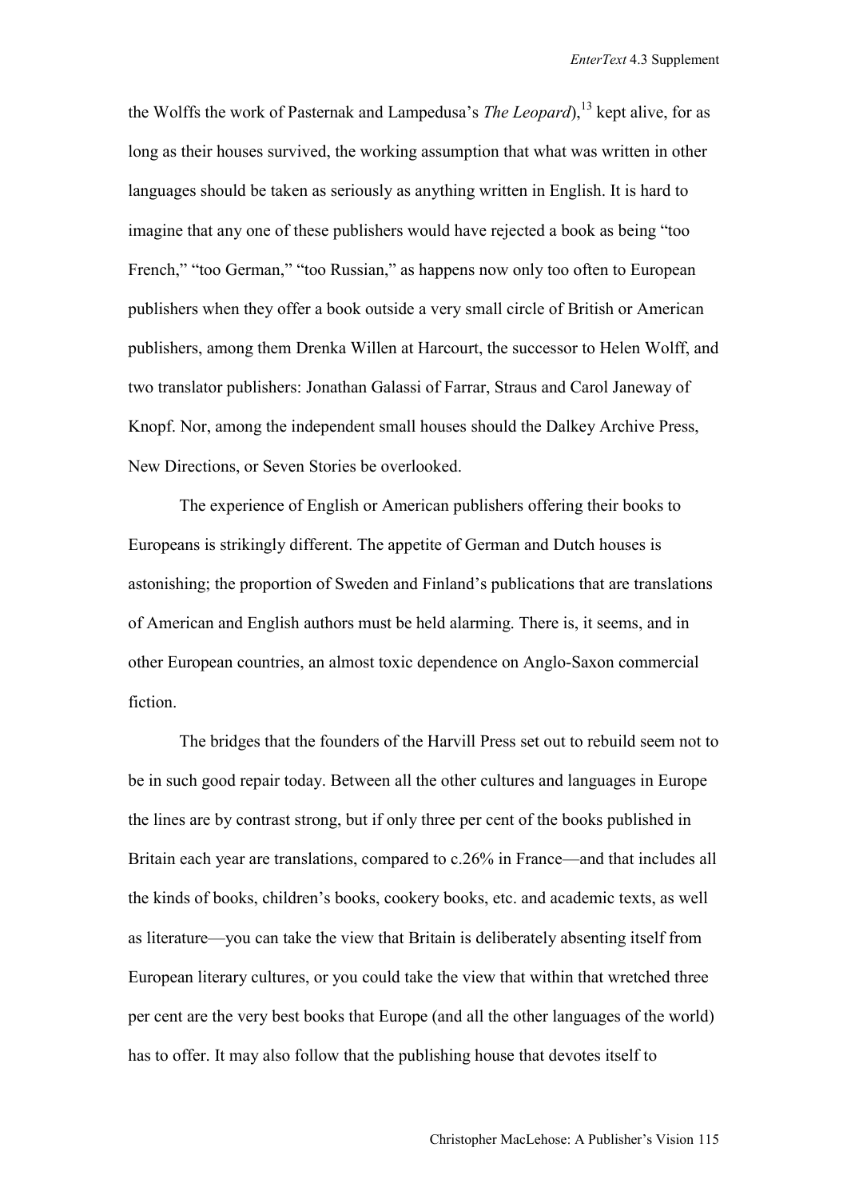the Wolffs the work of Pasternak and Lampedusa's *The Leopard*),[13] kept alive, for as long as their houses survived, the working assumption that what was written in other languages should be taken as seriously as anything written in English. It is hard to imagine that any one of these publishers would have rejected a book as being "too French," "too German," "too Russian," as happens now only too often to European publishers when they offer a book outside a very small circle of British or American publishers, among them Drenka Willen at Harcourt, the successor to Helen Wolff, and two translator publishers: Jonathan Galassi of Farrar, Straus and Carol Janeway of Knopf. Nor, among the independent small houses should the Dalkey Archive Press, New Directions, or Seven Stories be overlooked.

The experience of English or American publishers offering their books to Europeans is strikingly different. The appetite of German and Dutch houses is astonishing; the proportion of Sweden and Finland's publications that are translations of American and English authors must be held alarming. There is, it seems, and in other European countries, an almost toxic dependence on Anglo-Saxon commercial fiction.

The bridges that the founders of the Harvill Press set out to rebuild seem not to be in such good repair today. Between all the other cultures and languages in Europe the lines are by contrast strong, but if only three per cent of the books published in Britain each year are translations, compared to c.26% in France—and that includes all the kinds of books, children's books, cookery books, etc. and academic texts, as well as literature—you can take the view that Britain is deliberately absenting itself from European literary cultures, or you could take the view that within that wretched three per cent are the very best books that Europe (and all the other languages of the world) has to offer. It may also follow that the publishing house that devotes itself to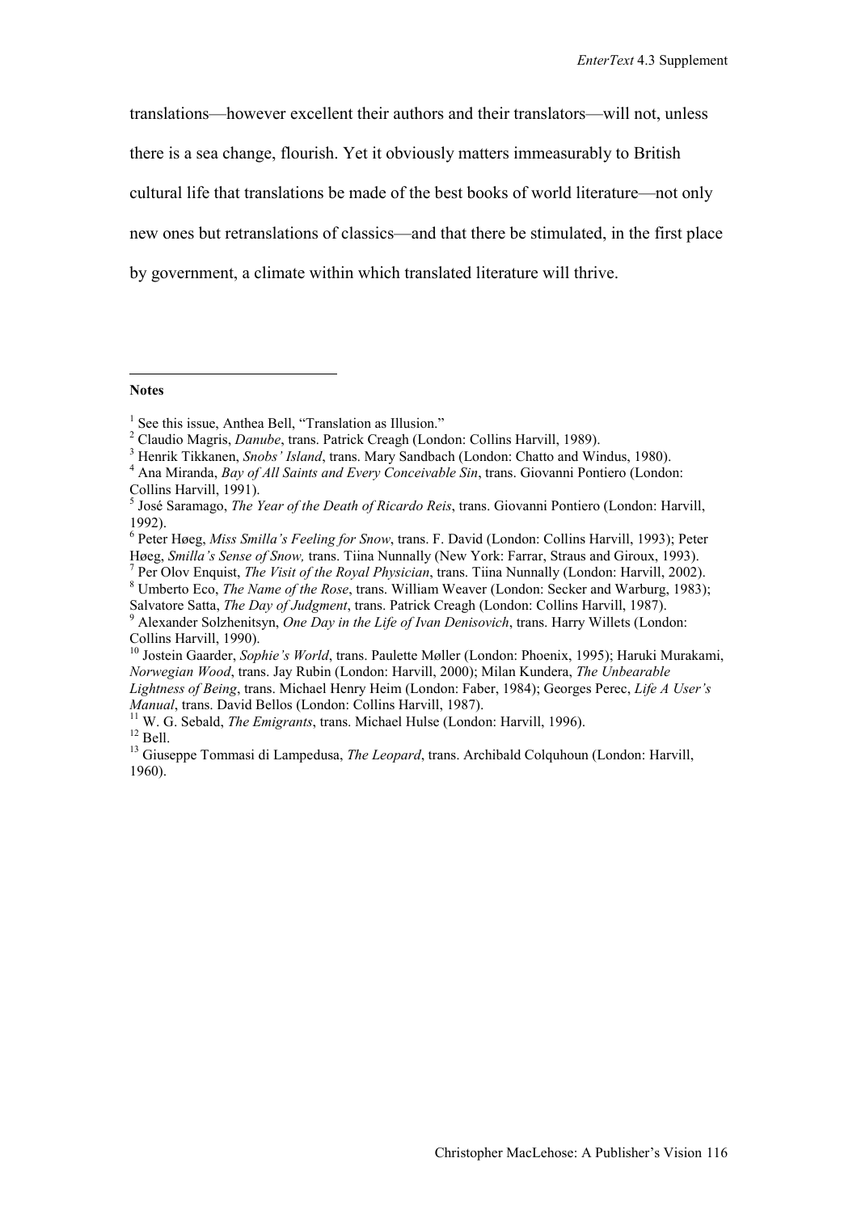translations—however excellent their authors and their translators—will not, unless there is a sea change, flourish. Yet it obviously matters immeasurably to British cultural life that translations be made of the best books of world literature—not only new ones but retranslations of classics—and that there be stimulated, in the first place by government, a climate within which translated literature will thrive.

---

**Notes**

[1] See this issue, Anthea Bell, "Translation as Illusion."

[2] Claudio Magris, *Danube*, trans. Patrick Creagh (London: Collins Harvill, 1989).

[3] Henrik Tikkanen, *Snobs' Island*, trans. Mary Sandbach (London: Chatto and Windus, 1980).

[4] Ana Miranda, *Bay of All Saints and Every Conceivable Sin*, trans. Giovanni Pontiero (London: Collins Harvill, 1991).

[5] José Saramago, *The Year of the Death of Ricardo Reis*, trans. Giovanni Pontiero (London: Harvill, 1992).

[6] Peter Høeg, *Miss Smilla's Feeling for Snow*, trans. F. David (London: Collins Harvill, 1993); Peter Høeg, *Smilla's Sense of Snow,* trans. Tiina Nunnally (New York: Farrar, Straus and Giroux, 1993).

[7] Per Olov Enquist, *The Visit of the Royal Physician*, trans. Tiina Nunnally (London: Harvill, 2002).

[8] Umberto Eco, *The Name of the Rose*, trans. William Weaver (London: Secker and Warburg, 1983); Salvatore Satta, *The Day of Judgment*, trans. Patrick Creagh (London: Collins Harvill, 1987).

[9] Alexander Solzhenitsyn, *One Day in the Life of Ivan Denisovich*, trans. Harry Willets (London: Collins Harvill, 1990).

[10] Jostein Gaarder, *Sophie's World*, trans. Paulette Møller (London: Phoenix, 1995); Haruki Murakami, *Norwegian Wood*, trans. Jay Rubin (London: Harvill, 2000); Milan Kundera, *The Unbearable Lightness of Being*, trans. Michael Henry Heim (London: Faber, 1984); Georges Perec, *Life A User's Manual*, trans. David Bellos (London: Collins Harvill, 1987).

[11] W. G. Sebald, *The Emigrants*, trans. Michael Hulse (London: Harvill, 1996).

[12] Bell.

[13] Giuseppe Tommasi di Lampedusa, *The Leopard*, trans. Archibald Colquhoun (London: Harvill, 1960).